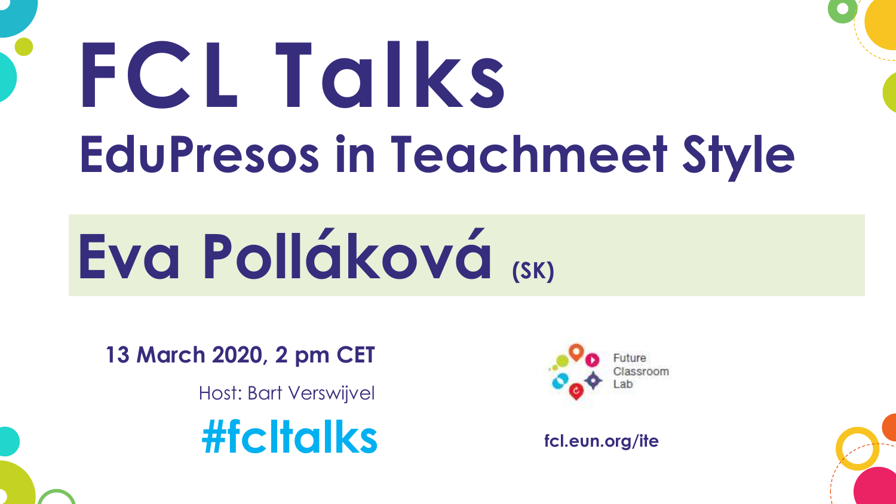# FCL Talks

## EduPresos in Teachmeet Style

## Eva Polláková (SK)

**13 March 2020, 2 pm CET**

Host: Bart Verswijvel

**#fcltalks**

Future Classroom Lab

**fcl.eun.org/ite**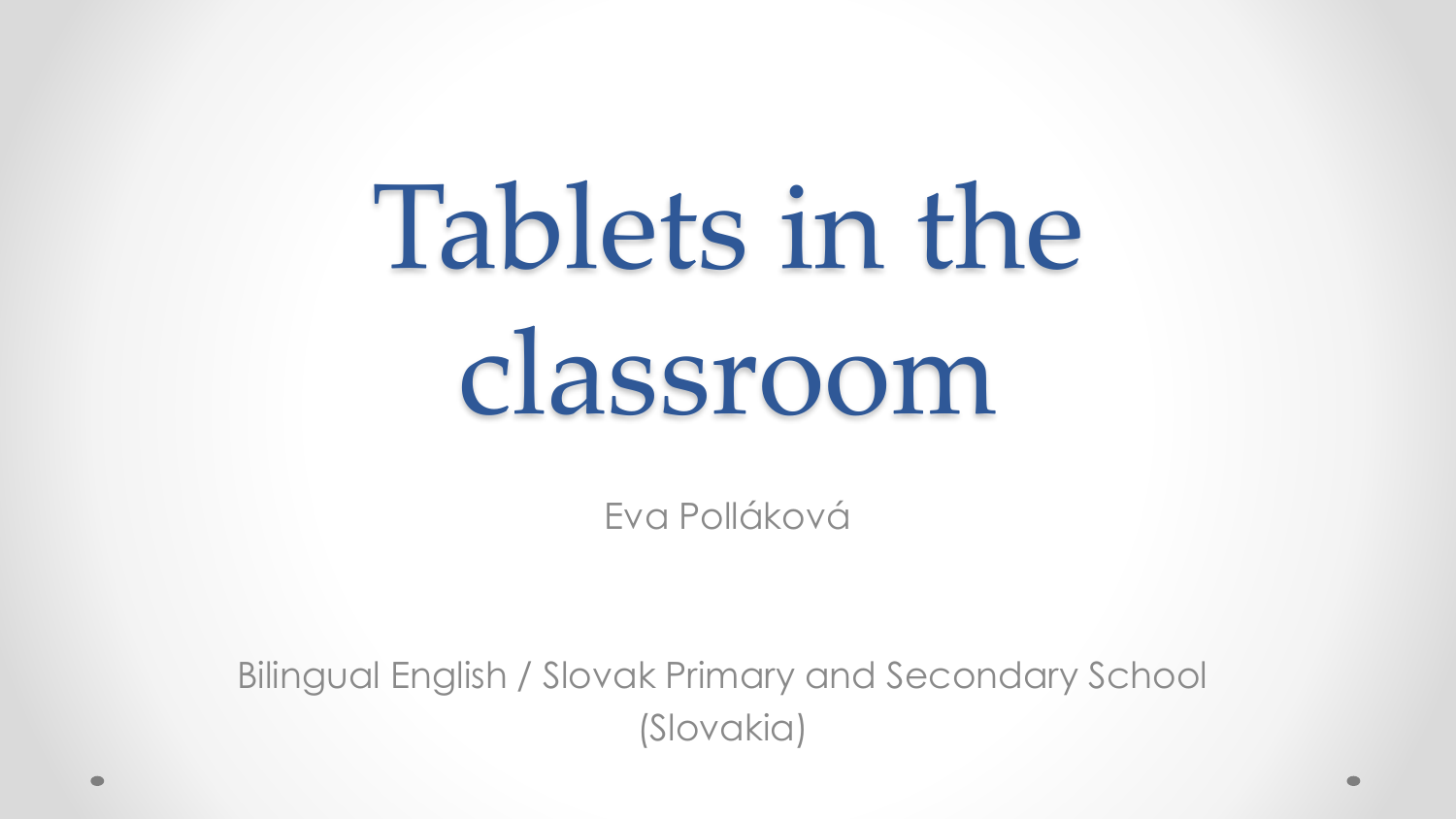# Tablets in the classroom

Eva Polláková

Bilingual English / Slovak Primary and Secondary School (Slovakia)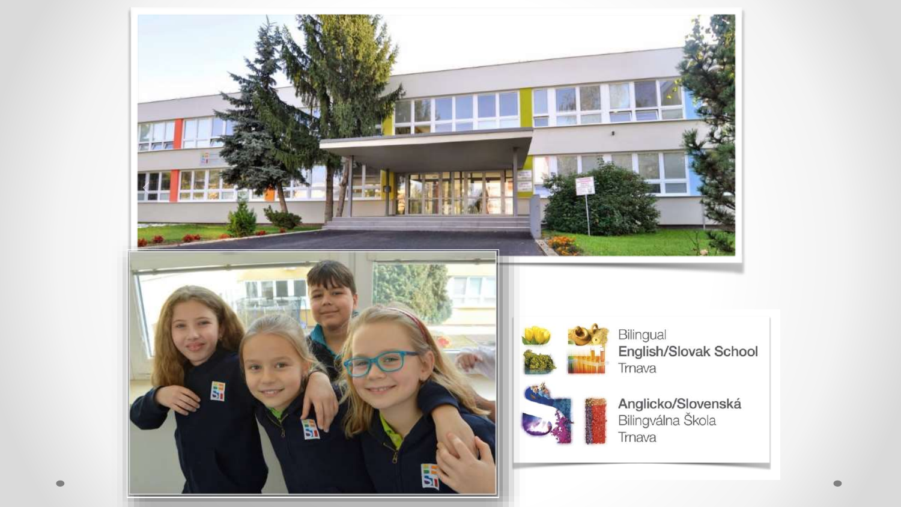Bilingual
English/Slovak School
Trnava

Anglicko/Slovenská
Bilingválna Škola
Trnava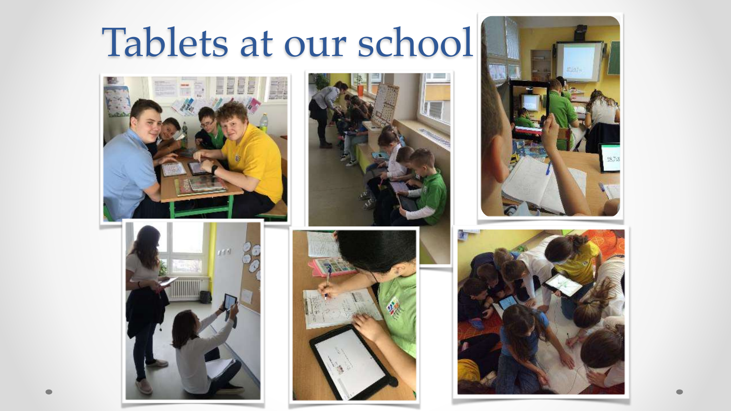# Tablets at our school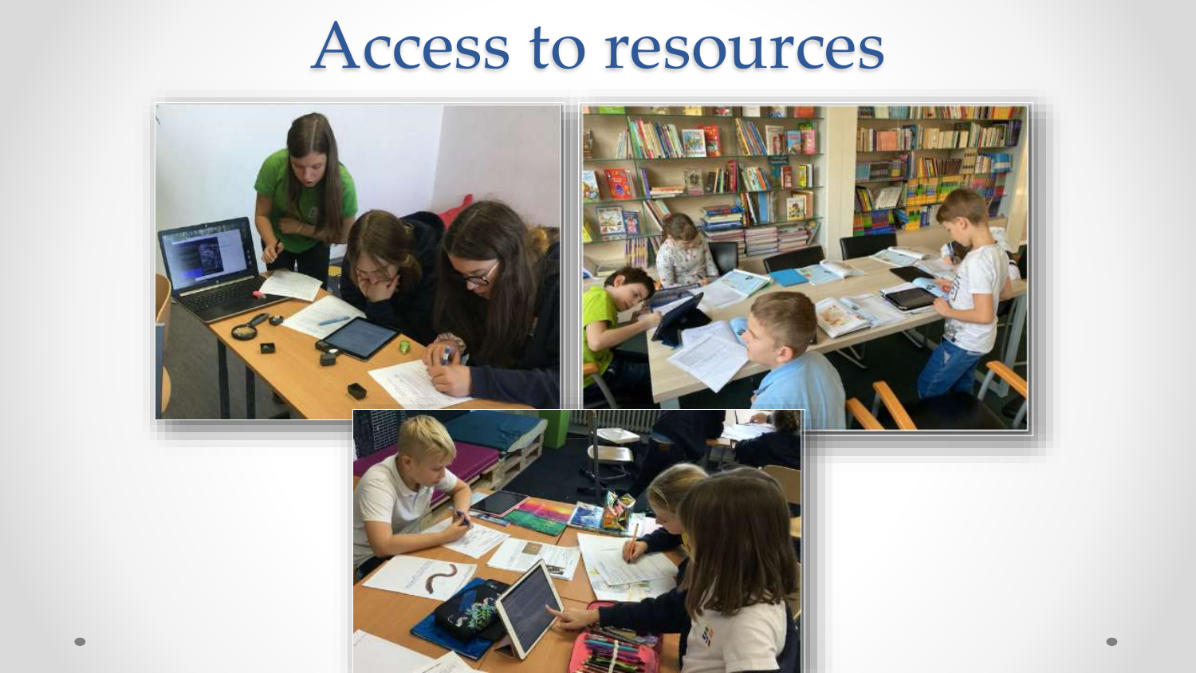# Access to resources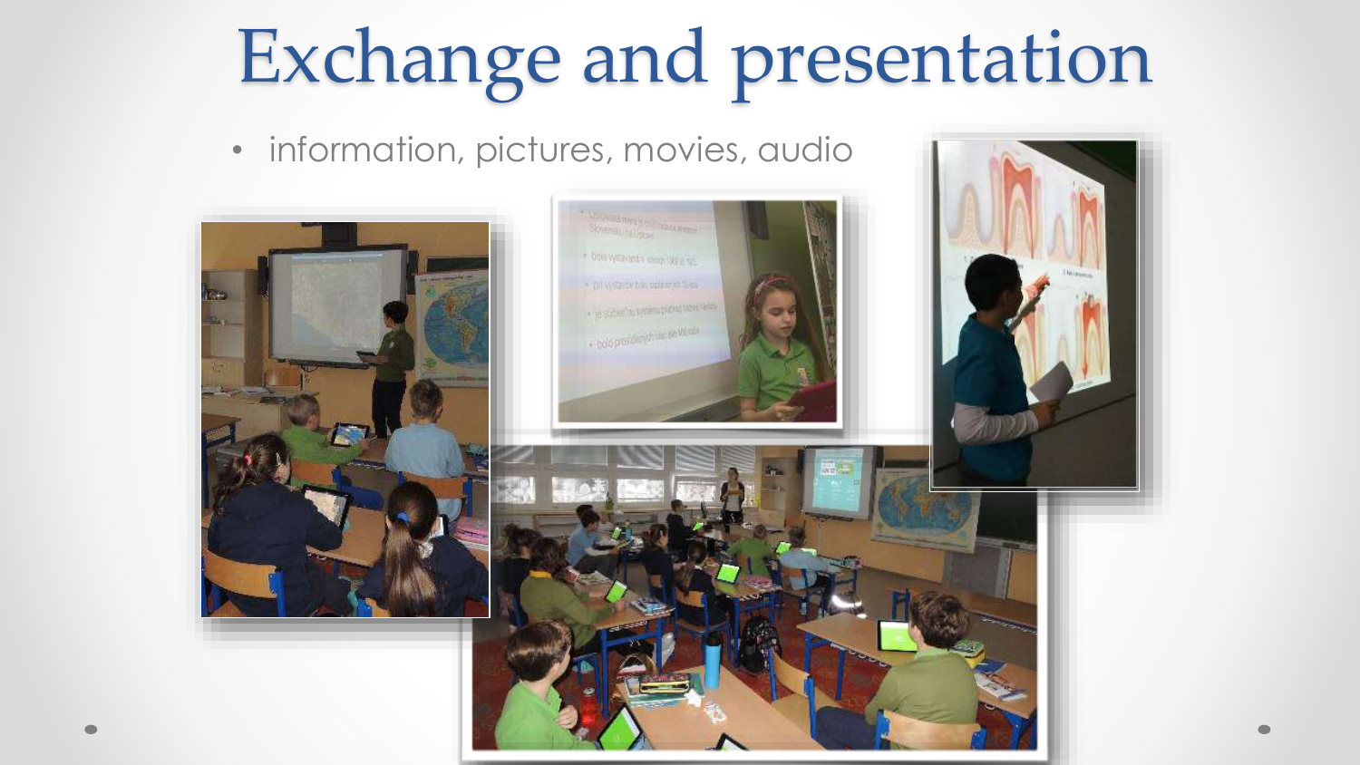# Exchange and presentation

- information, pictures, movies, audio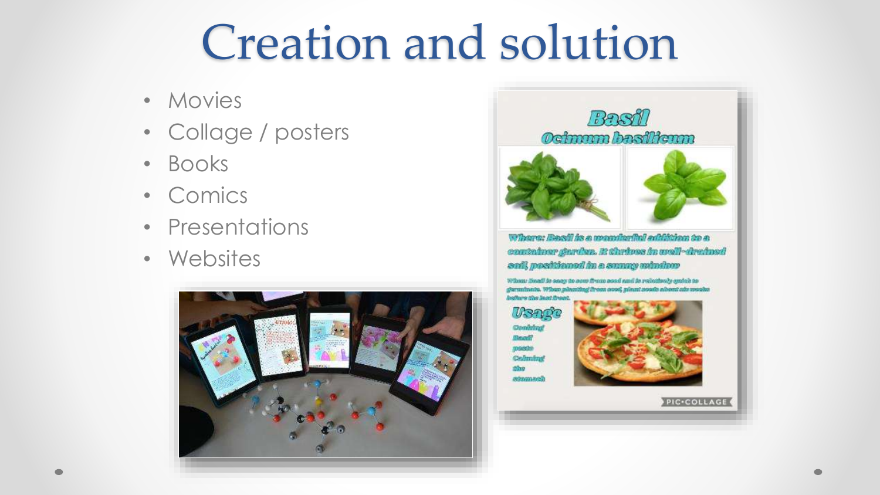# Creation and solution

- Movies
- Collage / posters
- Books
- Comics
- Presentations
- Websites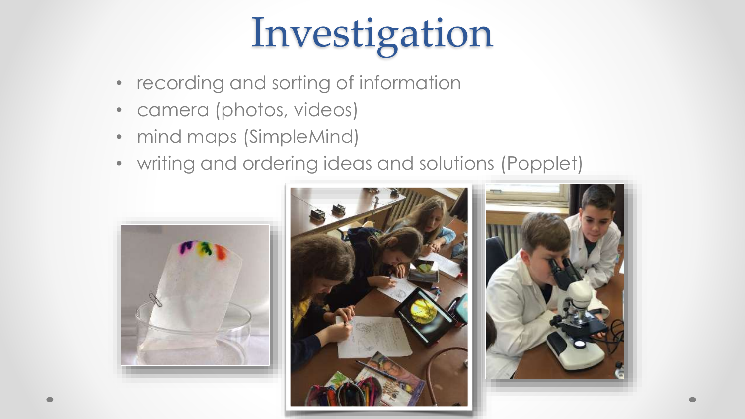# Investigation

- recording and sorting of information
- camera (photos, videos)
- mind maps (SimpleMind)
- writing and ordering ideas and solutions (Popplet)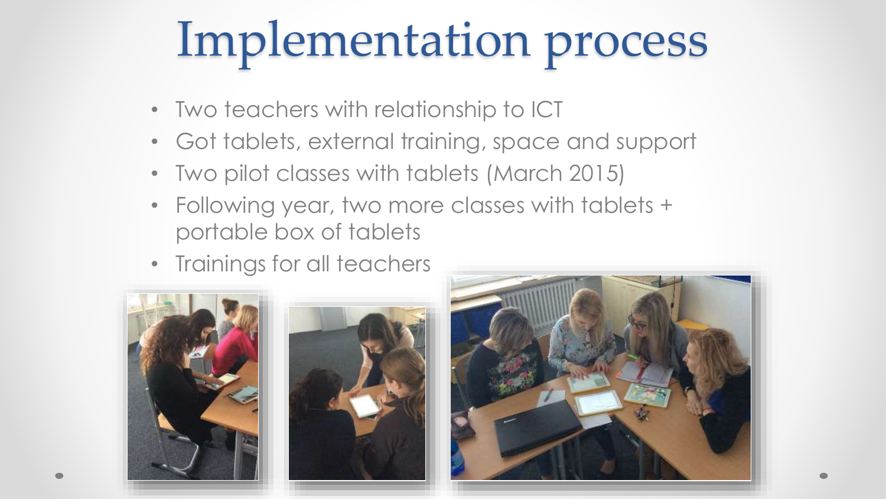# Implementation process

- Two teachers with relationship to ICT
- Got tablets, external training, space and support
- Two pilot classes with tablets (March 2015)
- Following year, two more classes with tablets + portable box of tablets
- Trainings for all teachers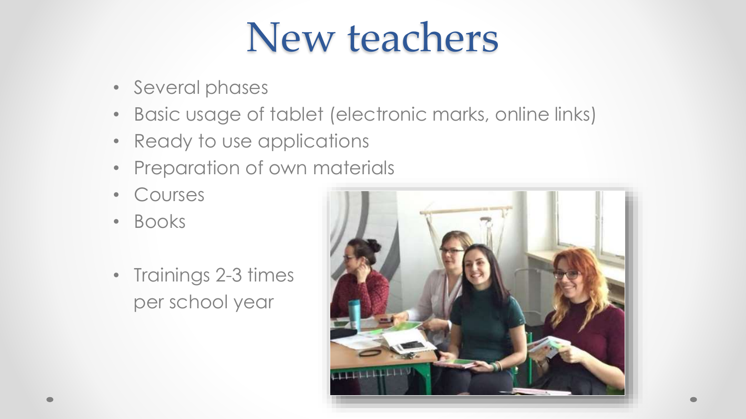# New teachers

- Several phases
- Basic usage of tablet (electronic marks, online links)
- Ready to use applications
- Preparation of own materials
- Courses
- Books

- Trainings 2-3 times per school year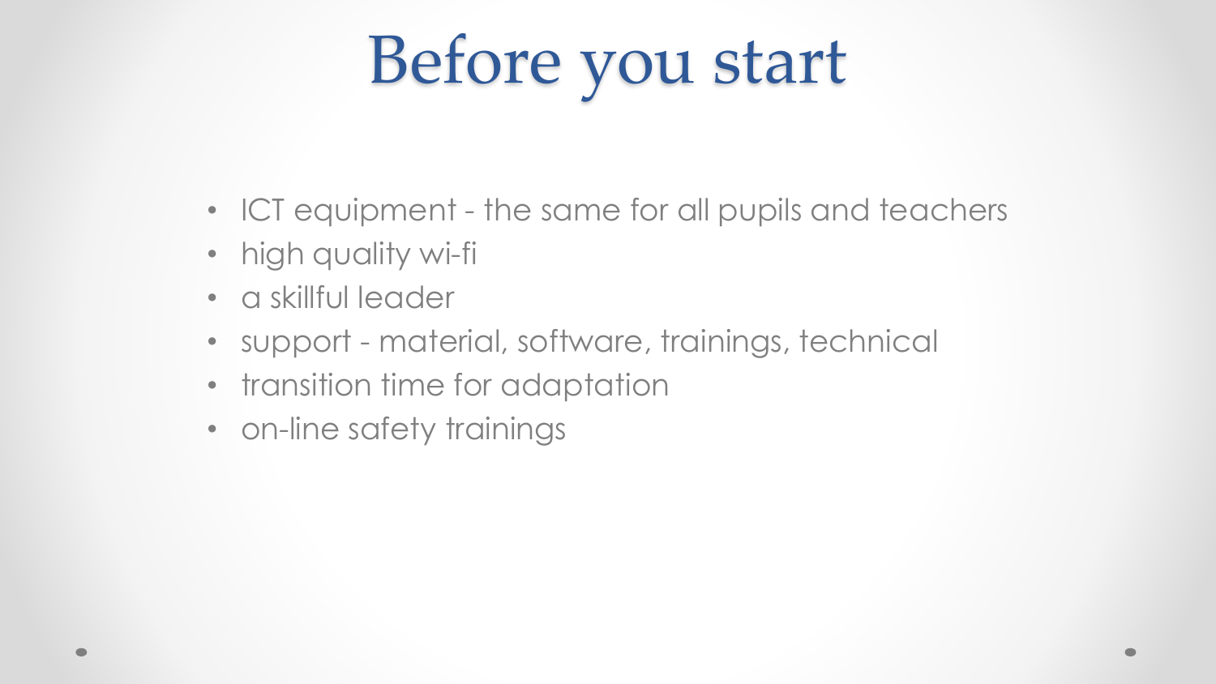# Before you start

- ICT equipment - the same for all pupils and teachers
- high quality wi-fi
- a skillful leader
- support - material, software, trainings, technical
- transition time for adaptation
- on-line safety trainings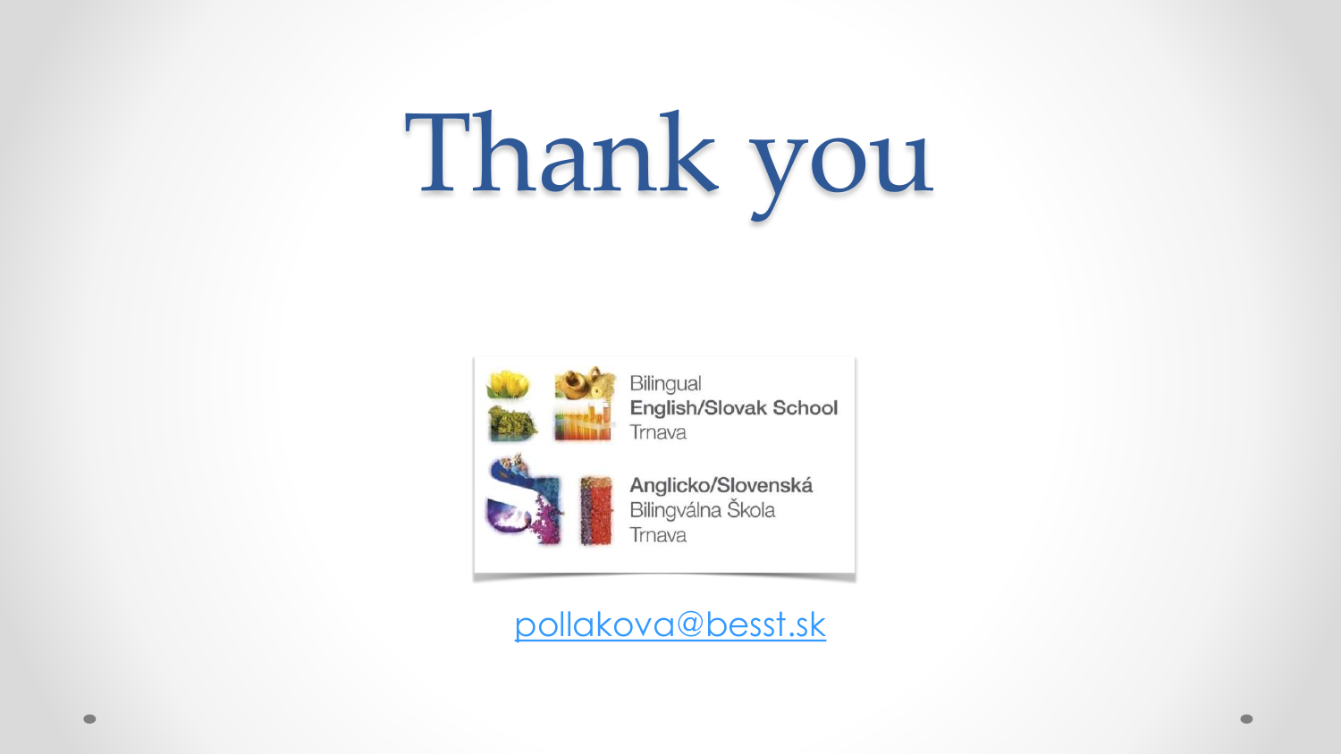# Thank you

Bilingual
English/Slovak School
Trnava

Anglicko/Slovenská
Bilingválna Škola
Trnava

pollakova@besst.sk